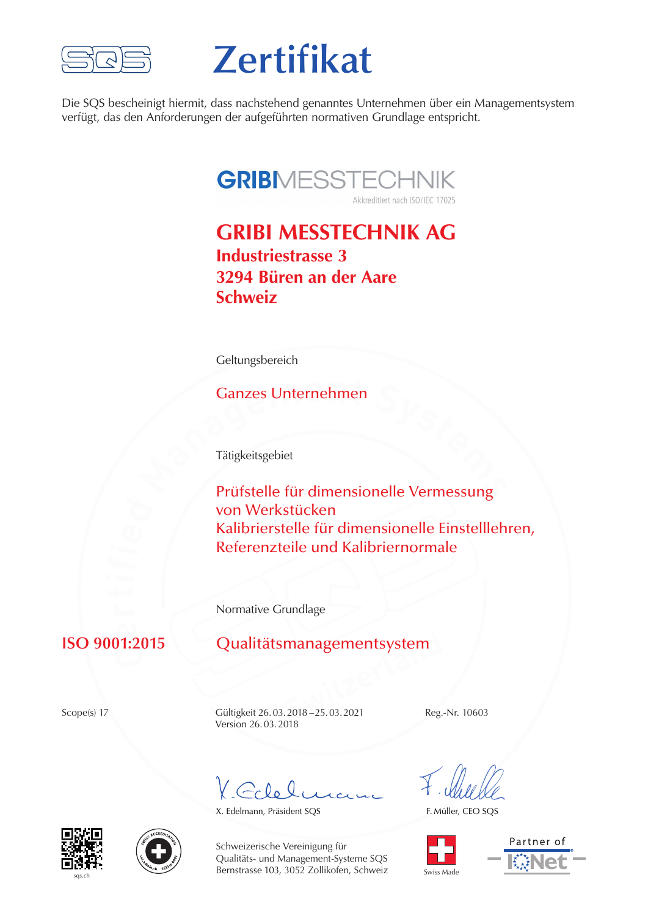# Zertifikat

Die SQS bescheinigt hiermit, dass nachstehend genanntes Unternehmen über ein Managementsystem verfügt, das den Anforderungen der aufgeführten normativen Grundlage entspricht.

GRIBIMESSTECHNIK
Akkreditiert nach ISO/IEC 17025

## GRIBI MESSTECHNIK AG

**Industriestrasse 3**
**3294 Büren an der Aare**
**Schweiz**

Geltungsbereich

Ganzes Unternehmen

Tätigkeitsgebiet

Prüfstelle für dimensionelle Vermessung von Werkstücken
Kalibrierstelle für dimensionelle Einstelllehren, Referenzteile und Kalibriernormale

Normative Grundlage

**ISO 9001:2015** Qualitätsmanagementsystem

Scope(s) 17

Gültigkeit 26. 03. 2018 – 25. 03. 2021
Version 26. 03. 2018

Reg.-Nr. 10603

X. Edelmann, Präsident SQS

F. Müller, CEO SQS

sqs.ch

Schweizerische Vereinigung für Qualitäts- und Management-Systeme SQS
Bernstrasse 103, 3052 Zollikofen, Schweiz

Swiss Made

Partner of IQNet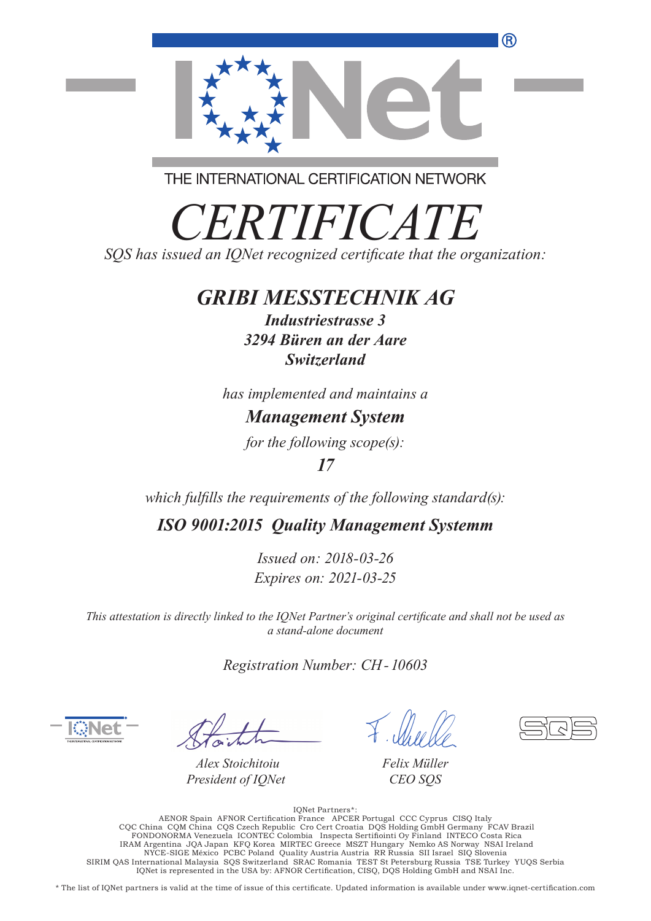THE INTERNATIONAL CERTIFICATION NETWORK

# *CERTIFICATE*

*SQS has issued an IQNet recognized certificate that the organization:*

## *GRIBI MESSTECHNIK AG*

***Industriestrasse 3***
***3294 Büren an der Aare***
***Switzerland***

*has implemented and maintains a*

***Management System***

*for the following scope(s):*

***17***

*which fulfills the requirements of the following standard(s):*

***ISO 9001:2015 Quality Management Systemm***

*Issued on: 2018-03-26*
*Expires on: 2021-03-25*

*This attestation is directly linked to the IQNet Partner's original certificate and shall not be used as a stand-alone document*

*Registration Number: CH - 10603*

*Alex Stoichitoiu*
*President of IQNet*

*Felix Müller*
*CEO SQS*

IQNet Partners*:
AENOR Spain AFNOR Certification France APCER Portugal CCC Cyprus CISQ Italy
CQC China CQM China CQS Czech Republic Cro Cert Croatia DQS Holding GmbH Germany FCAV Brazil
FONDONORMA Venezuela ICONTEC Colombia Inspecta Sertifiointi Oy Finland INTECO Costa Rica
IRAM Argentina JQA Japan KFQ Korea MIRTEC Greece MSZT Hungary Nemko AS Norway NSAI Ireland
NYCE-SIGE México PCBC Poland Quality Austria Austria RR Russia SII Israel SIQ Slovenia
SIRIM QAS International Malaysia SQS Switzerland SRAC Romania TEST St Petersburg Russia TSE Turkey YUQS Serbia
IQNet is represented in the USA by: AFNOR Certification, CISQ, DQS Holding GmbH and NSAI Inc.

* The list of IQNet partners is valid at the time of issue of this certificate. Updated information is available under www.iqnet-certification.com